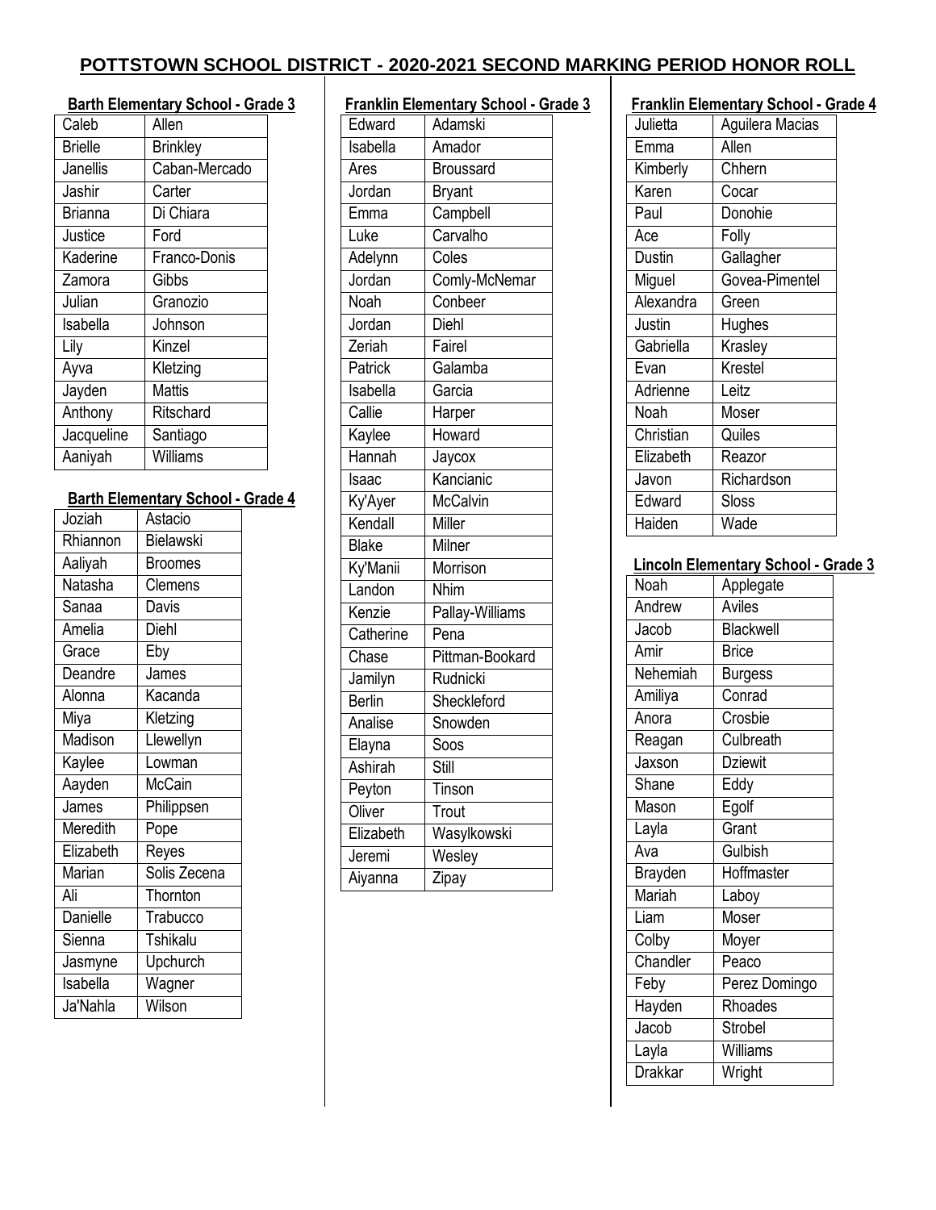# POTTSTOWN SCHOOL DISTRICT - 2020-2021 SECOND MARKING PERIOD HONOR ROLL

## Barth Elementary School - Grade 3

| | |
|---|---|
| Caleb | Allen |
| Brielle | Brinkley |
| Janellis | Caban-Mercado |
| Jashir | Carter |
| Brianna | Di Chiara |
| Justice | Ford |
| Kaderine | Franco-Donis |
| Zamora | Gibbs |
| Julian | Granozio |
| Isabella | Johnson |
| Lily | Kinzel |
| Ayva | Kletzing |
| Jayden | Mattis |
| Anthony | Ritschard |
| Jacqueline | Santiago |
| Aaniyah | Williams |

## Barth Elementary School - Grade 4

| | |
|---|---|
| Joziah | Astacio |
| Rhiannon | Bielawski |
| Aaliyah | Broomes |
| Natasha | Clemens |
| Sanaa | Davis |
| Amelia | Diehl |
| Grace | Eby |
| Deandre | James |
| Alonna | Kacanda |
| Miya | Kletzing |
| Madison | Llewellyn |
| Kaylee | Lowman |
| Aayden | McCain |
| James | Philippsen |
| Meredith | Pope |
| Elizabeth | Reyes |
| Marian | Solis Zecena |
| Ali | Thornton |
| Danielle | Trabucco |
| Sienna | Tshikalu |
| Jasmyne | Upchurch |
| Isabella | Wagner |
| Ja'Nahla | Wilson |

## Franklin Elementary School - Grade 3

| | |
|---|---|
| Edward | Adamski |
| Isabella | Amador |
| Ares | Broussard |
| Jordan | Bryant |
| Emma | Campbell |
| Luke | Carvalho |
| Adelynn | Coles |
| Jordan | Comly-McNemar |
| Noah | Conbeer |
| Jordan | Diehl |
| Zeriah | Fairel |
| Patrick | Galamba |
| Isabella | Garcia |
| Callie | Harper |
| Kaylee | Howard |
| Hannah | Jaycox |
| Isaac | Kancianic |
| Ky'Ayer | McCalvin |
| Kendall | Miller |
| Blake | Milner |
| Ky'Manii | Morrison |
| Landon | Nhim |
| Kenzie | Pallay-Williams |
| Catherine | Pena |
| Chase | Pittman-Bookard |
| Jamilyn | Rudnicki |
| Berlin | Sheckleford |
| Analise | Snowden |
| Elayna | Soos |
| Ashirah | Still |
| Peyton | Tinson |
| Oliver | Trout |
| Elizabeth | Wasylkowski |
| Jeremi | Wesley |
| Aiyanna | Zipay |

## Franklin Elementary School - Grade 4

| | |
|---|---|
| Julietta | Aguilera Macias |
| Emma | Allen |
| Kimberly | Chhern |
| Karen | Cocar |
| Paul | Donohie |
| Ace | Folly |
| Dustin | Gallagher |
| Miguel | Govea-Pimentel |
| Alexandra | Green |
| Justin | Hughes |
| Gabriella | Krasley |
| Evan | Krestel |
| Adrienne | Leitz |
| Noah | Moser |
| Christian | Quiles |
| Elizabeth | Reazor |
| Javon | Richardson |
| Edward | Sloss |
| Haiden | Wade |

## Lincoln Elementary School - Grade 3

| | |
|---|---|
| Noah | Applegate |
| Andrew | Aviles |
| Jacob | Blackwell |
| Amir | Brice |
| Nehemiah | Burgess |
| Amiliya | Conrad |
| Anora | Crosbie |
| Reagan | Culbreath |
| Jaxson | Dziewit |
| Shane | Eddy |
| Mason | Egolf |
| Layla | Grant |
| Ava | Gulbish |
| Brayden | Hoffmaster |
| Mariah | Laboy |
| Liam | Moser |
| Colby | Moyer |
| Chandler | Peaco |
| Feby | Perez Domingo |
| Hayden | Rhoades |
| Jacob | Strobel |
| Layla | Williams |
| Drakkar | Wright |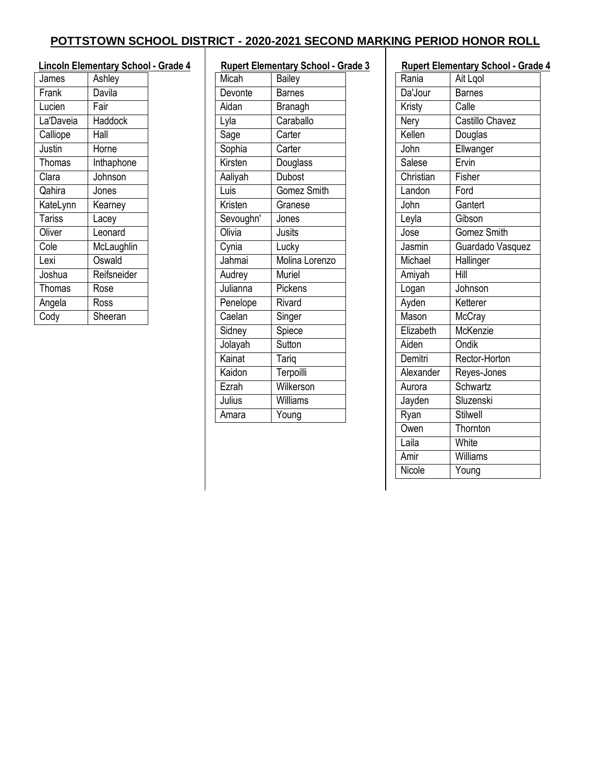# POTTSTOWN SCHOOL DISTRICT - 2020-2021 SECOND MARKING PERIOD HONOR ROLL

**Lincoln Elementary School - Grade 4**

| | |
|---|---|
| James | Ashley |
| Frank | Davila |
| Lucien | Fair |
| La'Daveia | Haddock |
| Calliope | Hall |
| Justin | Horne |
| Thomas | Inthaphone |
| Clara | Johnson |
| Qahira | Jones |
| KateLynn | Kearney |
| Tariss | Lacey |
| Oliver | Leonard |
| Cole | McLaughlin |
| Lexi | Oswald |
| Joshua | Reifsneider |
| Thomas | Rose |
| Angela | Ross |
| Cody | Sheeran |

**Rupert Elementary School - Grade 3**

| | |
|---|---|
| Micah | Bailey |
| Devonte | Barnes |
| Aidan | Branagh |
| Lyla | Caraballo |
| Sage | Carter |
| Sophia | Carter |
| Kirsten | Douglass |
| Aaliyah | Dubost |
| Luis | Gomez Smith |
| Kristen | Granese |
| Sevoughn' | Jones |
| Olivia | Jusits |
| Cynia | Lucky |
| Jahmai | Molina Lorenzo |
| Audrey | Muriel |
| Julianna | Pickens |
| Penelope | Rivard |
| Caelan | Singer |
| Sidney | Spiece |
| Jolayah | Sutton |
| Kainat | Tariq |
| Kaidon | Terpoilli |
| Ezrah | Wilkerson |
| Julius | Williams |
| Amara | Young |

**Rupert Elementary School - Grade 4**

| | |
|---|---|
| Rania | Ait Lqol |
| Da'Jour | Barnes |
| Kristy | Calle |
| Nery | Castillo Chavez |
| Kellen | Douglas |
| John | Ellwanger |
| Salese | Ervin |
| Christian | Fisher |
| Landon | Ford |
| John | Gantert |
| Leyla | Gibson |
| Jose | Gomez Smith |
| Jasmin | Guardado Vasquez |
| Michael | Hallinger |
| Amiyah | Hill |
| Logan | Johnson |
| Ayden | Ketterer |
| Mason | McCray |
| Elizabeth | McKenzie |
| Aiden | Ondik |
| Demitri | Rector-Horton |
| Alexander | Reyes-Jones |
| Aurora | Schwartz |
| Jayden | Sluzenski |
| Ryan | Stilwell |
| Owen | Thornton |
| Laila | White |
| Amir | Williams |
| Nicole | Young |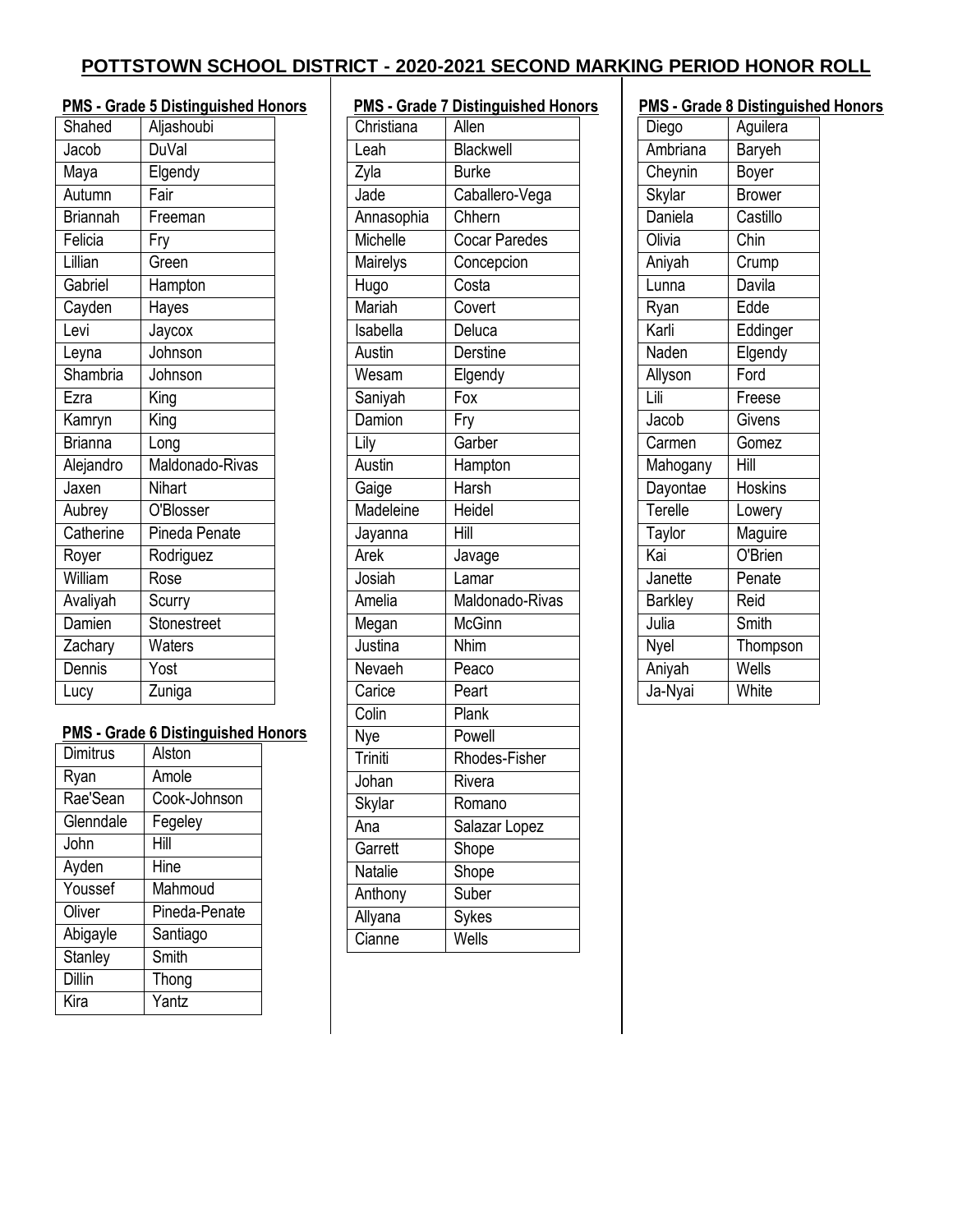# POTTSTOWN SCHOOL DISTRICT - 2020-2021 SECOND MARKING PERIOD HONOR ROLL

## PMS - Grade 5 Distinguished Honors

| First | Last |
|---|---|
| Shahed | Aljashoubi |
| Jacob | DuVal |
| Maya | Elgendy |
| Autumn | Fair |
| Briannah | Freeman |
| Felicia | Fry |
| Lillian | Green |
| Gabriel | Hampton |
| Cayden | Hayes |
| Levi | Jaycox |
| Leyna | Johnson |
| Shambria | Johnson |
| Ezra | King |
| Kamryn | King |
| Brianna | Long |
| Alejandro | Maldonado-Rivas |
| Jaxen | Nihart |
| Aubrey | O'Blosser |
| Catherine | Pineda Penate |
| Royer | Rodriguez |
| William | Rose |
| Avaliyah | Scurry |
| Damien | Stonestreet |
| Zachary | Waters |
| Dennis | Yost |
| Lucy | Zuniga |

## PMS - Grade 6 Distinguished Honors

| First | Last |
|---|---|
| Dimitrus | Alston |
| Ryan | Amole |
| Rae'Sean | Cook-Johnson |
| Glenndale | Fegeley |
| John | Hill |
| Ayden | Hine |
| Youssef | Mahmoud |
| Oliver | Pineda-Penate |
| Abigayle | Santiago |
| Stanley | Smith |
| Dillin | Thong |
| Kira | Yantz |

## PMS - Grade 7 Distinguished Honors

| First | Last |
|---|---|
| Christiana | Allen |
| Leah | Blackwell |
| Zyla | Burke |
| Jade | Caballero-Vega |
| Annasophia | Chhern |
| Michelle | Cocar Paredes |
| Mairelys | Concepcion |
| Hugo | Costa |
| Mariah | Covert |
| Isabella | Deluca |
| Austin | Derstine |
| Wesam | Elgendy |
| Saniyah | Fox |
| Damion | Fry |
| Lily | Garber |
| Austin | Hampton |
| Gaige | Harsh |
| Madeleine | Heidel |
| Jayanna | Hill |
| Arek | Javage |
| Josiah | Lamar |
| Amelia | Maldonado-Rivas |
| Megan | McGinn |
| Justina | Nhim |
| Nevaeh | Peaco |
| Carice | Peart |
| Colin | Plank |
| Nye | Powell |
| Triniti | Rhodes-Fisher |
| Johan | Rivera |
| Skylar | Romano |
| Ana | Salazar Lopez |
| Garrett | Shope |
| Natalie | Shope |
| Anthony | Suber |
| Allyana | Sykes |
| Cianne | Wells |

## PMS - Grade 8 Distinguished Honors

| First | Last |
|---|---|
| Diego | Aguilera |
| Ambriana | Baryeh |
| Cheynin | Boyer |
| Skylar | Brower |
| Daniela | Castillo |
| Olivia | Chin |
| Aniyah | Crump |
| Lunna | Davila |
| Ryan | Edde |
| Karli | Eddinger |
| Naden | Elgendy |
| Allyson | Ford |
| Lili | Freese |
| Jacob | Givens |
| Carmen | Gomez |
| Mahogany | Hill |
| Dayontae | Hoskins |
| Terelle | Lowery |
| Taylor | Maguire |
| Kai | O'Brien |
| Janette | Penate |
| Barkley | Reid |
| Julia | Smith |
| Nyel | Thompson |
| Aniyah | Wells |
| Ja-Nyai | White |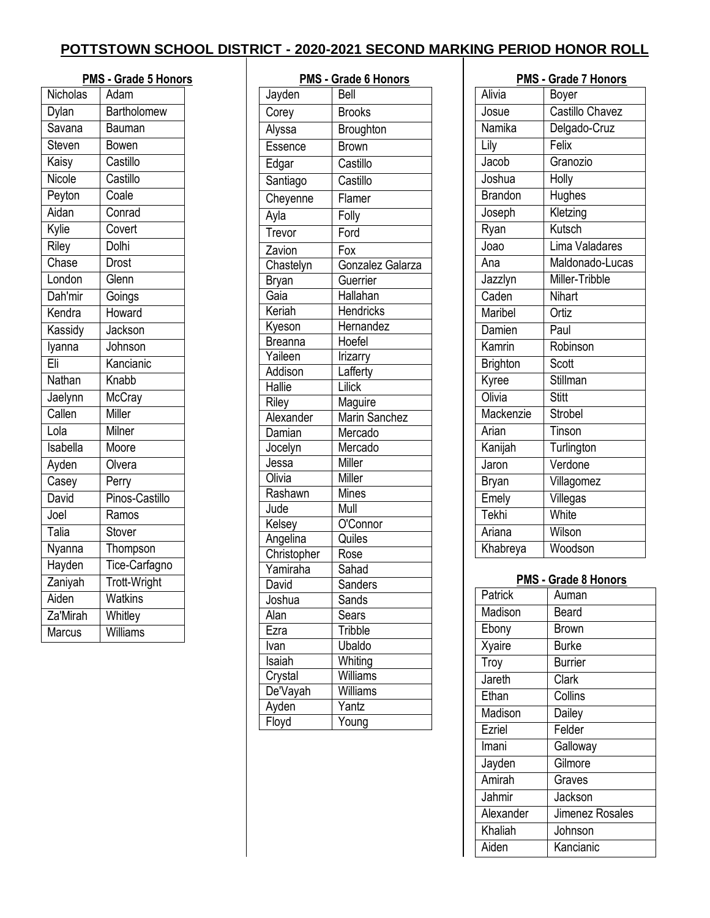# POTTSTOWN SCHOOL DISTRICT - 2020-2021 SECOND MARKING PERIOD HONOR ROLL

## PMS - Grade 5 Honors

| | |
|---|---|
| Nicholas | Adam |
| Dylan | Bartholomew |
| Savana | Bauman |
| Steven | Bowen |
| Kaisy | Castillo |
| Nicole | Castillo |
| Peyton | Coale |
| Aidan | Conrad |
| Kylie | Covert |
| Riley | Dolhi |
| Chase | Drost |
| London | Glenn |
| Dah'mir | Goings |
| Kendra | Howard |
| Kassidy | Jackson |
| Iyanna | Johnson |
| Eli | Kancianic |
| Nathan | Knabb |
| Jaelynn | McCray |
| Callen | Miller |
| Lola | Milner |
| Isabella | Moore |
| Ayden | Olvera |
| Casey | Perry |
| David | Pinos-Castillo |
| Joel | Ramos |
| Talia | Stover |
| Nyanna | Thompson |
| Hayden | Tice-Carfagno |
| Zaniyah | Trott-Wright |
| Aiden | Watkins |
| Za'Mirah | Whitley |
| Marcus | Williams |

## PMS - Grade 6 Honors

| | |
|---|---|
| Jayden | Bell |
| Corey | Brooks |
| Alyssa | Broughton |
| Essence | Brown |
| Edgar | Castillo |
| Santiago | Castillo |
| Cheyenne | Flamer |
| Ayla | Folly |
| Trevor | Ford |
| Zavion | Fox |
| Chastelyn | Gonzalez Galarza |
| Bryan | Guerrier |
| Gaia | Hallahan |
| Keriah | Hendricks |
| Kyeson | Hernandez |
| Breanna | Hoefel |
| Yaileen | Irizarry |
| Addison | Lafferty |
| Hallie | Lilick |
| Riley | Maguire |
| Alexander | Marin Sanchez |
| Damian | Mercado |
| Jocelyn | Mercado |
| Jessa | Miller |
| Olivia | Miller |
| Rashawn | Mines |
| Jude | Mull |
| Kelsey | O'Connor |
| Angelina | Quiles |
| Christopher | Rose |
| Yamiraha | Sahad |
| David | Sanders |
| Joshua | Sands |
| Alan | Sears |
| Ezra | Tribble |
| Ivan | Ubaldo |
| Isaiah | Whiting |
| Crystal | Williams |
| De'Vayah | Williams |
| Ayden | Yantz |
| Floyd | Young |

## PMS - Grade 7 Honors

| | |
|---|---|
| Alivia | Boyer |
| Josue | Castillo Chavez |
| Namika | Delgado-Cruz |
| Lily | Felix |
| Jacob | Granozio |
| Joshua | Holly |
| Brandon | Hughes |
| Joseph | Kletzing |
| Ryan | Kutsch |
| Joao | Lima Valadares |
| Ana | Maldonado-Lucas |
| Jazzlyn | Miller-Tribble |
| Caden | Nihart |
| Maribel | Ortiz |
| Damien | Paul |
| Kamrin | Robinson |
| Brighton | Scott |
| Kyree | Stillman |
| Olivia | Stitt |
| Mackenzie | Strobel |
| Arian | Tinson |
| Kanijah | Turlington |
| Jaron | Verdone |
| Bryan | Villagomez |
| Emely | Villegas |
| Tekhi | White |
| Ariana | Wilson |
| Khabreya | Woodson |

## PMS - Grade 8 Honors

| | |
|---|---|
| Patrick | Auman |
| Madison | Beard |
| Ebony | Brown |
| Xyaire | Burke |
| Troy | Burrier |
| Jareth | Clark |
| Ethan | Collins |
| Madison | Dailey |
| Ezriel | Felder |
| Imani | Galloway |
| Jayden | Gilmore |
| Amirah | Graves |
| Jahmir | Jackson |
| Alexander | Jimenez Rosales |
| Khaliah | Johnson |
| Aiden | Kancianic |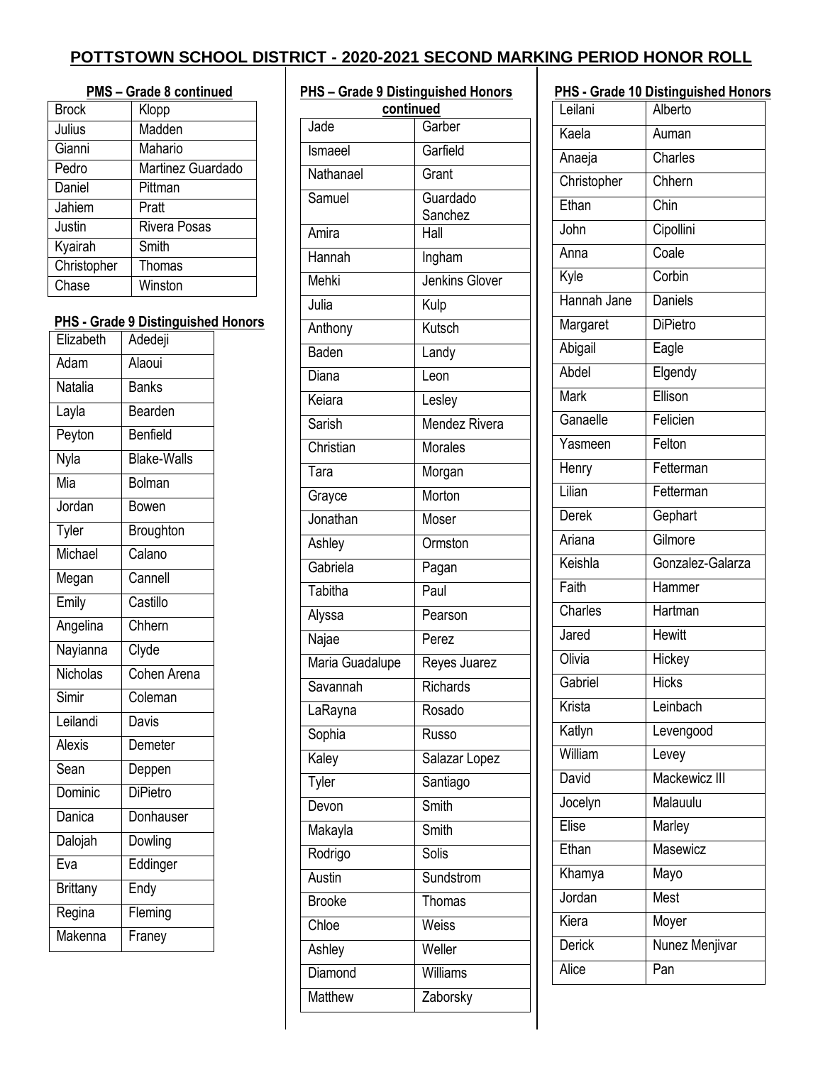# POTTSTOWN SCHOOL DISTRICT - 2020-2021 SECOND MARKING PERIOD HONOR ROLL

**PMS – Grade 8 continued**

| | |
|---|---|
| Brock | Klopp |
| Julius | Madden |
| Gianni | Mahario |
| Pedro | Martinez Guardado |
| Daniel | Pittman |
| Jahiem | Pratt |
| Justin | Rivera Posas |
| Kyairah | Smith |
| Christopher | Thomas |
| Chase | Winston |

**PHS - Grade 9 Distinguished Honors**

| | |
|---|---|
| Elizabeth | Adedeji |
| Adam | Alaoui |
| Natalia | Banks |
| Layla | Bearden |
| Peyton | Benfield |
| Nyla | Blake-Walls |
| Mia | Bolman |
| Jordan | Bowen |
| Tyler | Broughton |
| Michael | Calano |
| Megan | Cannell |
| Emily | Castillo |
| Angelina | Chhern |
| Nayianna | Clyde |
| Nicholas | Cohen Arena |
| Simir | Coleman |
| Leilandi | Davis |
| Alexis | Demeter |
| Sean | Deppen |
| Dominic | DiPietro |
| Danica | Donhauser |
| Dalojah | Dowling |
| Eva | Eddinger |
| Brittany | Endy |
| Regina | Fleming |
| Makenna | Franey |

**PHS – Grade 9 Distinguished Honors continued**

| | |
|---|---|
| Jade | Garber |
| Ismaeel | Garfield |
| Nathanael | Grant |
| Samuel | Guardado Sanchez |
| Amira | Hall |
| Hannah | Ingham |
| Mehki | Jenkins Glover |
| Julia | Kulp |
| Anthony | Kutsch |
| Baden | Landy |
| Diana | Leon |
| Keiara | Lesley |
| Sarish | Mendez Rivera |
| Christian | Morales |
| Tara | Morgan |
| Grayce | Morton |
| Jonathan | Moser |
| Ashley | Ormston |
| Gabriela | Pagan |
| Tabitha | Paul |
| Alyssa | Pearson |
| Najae | Perez |
| Maria Guadalupe | Reyes Juarez |
| Savannah | Richards |
| LaRayna | Rosado |
| Sophia | Russo |
| Kaley | Salazar Lopez |
| Tyler | Santiago |
| Devon | Smith |
| Makayla | Smith |
| Rodrigo | Solis |
| Austin | Sundstrom |
| Brooke | Thomas |
| Chloe | Weiss |
| Ashley | Weller |
| Diamond | Williams |
| Matthew | Zaborsky |

**PHS - Grade 10 Distinguished Honors**

| | |
|---|---|
| Leilani | Alberto |
| Kaela | Auman |
| Anaeja | Charles |
| Christopher | Chhern |
| Ethan | Chin |
| John | Cipollini |
| Anna | Coale |
| Kyle | Corbin |
| Hannah Jane | Daniels |
| Margaret | DiPietro |
| Abigail | Eagle |
| Abdel | Elgendy |
| Mark | Ellison |
| Ganaelle | Felicien |
| Yasmeen | Felton |
| Henry | Fetterman |
| Lilian | Fetterman |
| Derek | Gephart |
| Ariana | Gilmore |
| Keishla | Gonzalez-Galarza |
| Faith | Hammer |
| Charles | Hartman |
| Jared | Hewitt |
| Olivia | Hickey |
| Gabriel | Hicks |
| Krista | Leinbach |
| Katlyn | Levengood |
| William | Levey |
| David | Mackewicz III |
| Jocelyn | Malauulu |
| Elise | Marley |
| Ethan | Masewicz |
| Khamya | Mayo |
| Jordan | Mest |
| Kiera | Moyer |
| Derick | Nunez Menjivar |
| Alice | Pan |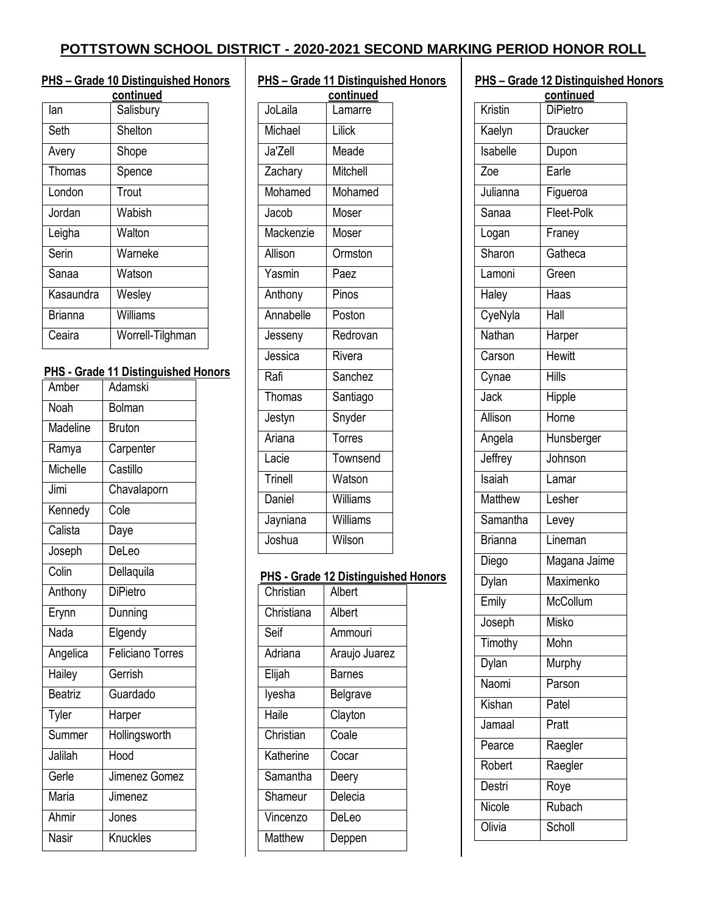# POTTSTOWN SCHOOL DISTRICT - 2020-2021 SECOND MARKING PERIOD HONOR ROLL

## PHS – Grade 10 Distinguished Honors continued

| | |
|---|---|
| Ian | Salisbury |
| Seth | Shelton |
| Avery | Shope |
| Thomas | Spence |
| London | Trout |
| Jordan | Wabish |
| Leigha | Walton |
| Serin | Warneke |
| Sanaa | Watson |
| Kasaundra | Wesley |
| Brianna | Williams |
| Ceaira | Worrell-Tilghman |

## PHS - Grade 11 Distinguished Honors

| | |
|---|---|
| Amber | Adamski |
| Noah | Bolman |
| Madeline | Bruton |
| Ramya | Carpenter |
| Michelle | Castillo |
| Jimi | Chavalaporn |
| Kennedy | Cole |
| Calista | Daye |
| Joseph | DeLeo |
| Colin | Dellaquila |
| Anthony | DiPietro |
| Erynn | Dunning |
| Nada | Elgendy |
| Angelica | Feliciano Torres |
| Hailey | Gerrish |
| Beatriz | Guardado |
| Tyler | Harper |
| Summer | Hollingsworth |
| Jalilah | Hood |
| Gerle | Jimenez Gomez |
| Maria | Jimenez |
| Ahmir | Jones |
| Nasir | Knuckles |

## PHS – Grade 11 Distinguished Honors continued

| | |
|---|---|
| JoLaila | Lamarre |
| Michael | Lilick |
| Ja'Zell | Meade |
| Zachary | Mitchell |
| Mohamed | Mohamed |
| Jacob | Moser |
| Mackenzie | Moser |
| Allison | Ormston |
| Yasmin | Paez |
| Anthony | Pinos |
| Annabelle | Poston |
| Jesseny | Redrovan |
| Jessica | Rivera |
| Rafi | Sanchez |
| Thomas | Santiago |
| Jestyn | Snyder |
| Ariana | Torres |
| Lacie | Townsend |
| Trinell | Watson |
| Daniel | Williams |
| Jayniana | Williams |
| Joshua | Wilson |

## PHS - Grade 12 Distinguished Honors

| | |
|---|---|
| Christian | Albert |
| Christiana | Albert |
| Seif | Ammouri |
| Adriana | Araujo Juarez |
| Elijah | Barnes |
| Iyesha | Belgrave |
| Haile | Clayton |
| Christian | Coale |
| Katherine | Cocar |
| Samantha | Deery |
| Shameur | Delecia |
| Vincenzo | DeLeo |
| Matthew | Deppen |

## PHS – Grade 12 Distinguished Honors continued

| | |
|---|---|
| Kristin | DiPietro |
| Kaelyn | Draucker |
| Isabelle | Dupon |
| Zoe | Earle |
| Julianna | Figueroa |
| Sanaa | Fleet-Polk |
| Logan | Franey |
| Sharon | Gatheca |
| Lamoni | Green |
| Haley | Haas |
| CyeNyla | Hall |
| Nathan | Harper |
| Carson | Hewitt |
| Cynae | Hills |
| Jack | Hipple |
| Allison | Horne |
| Angela | Hunsberger |
| Jeffrey | Johnson |
| Isaiah | Lamar |
| Matthew | Lesher |
| Samantha | Levey |
| Brianna | Lineman |
| Diego | Magana Jaime |
| Dylan | Maximenko |
| Emily | McCollum |
| Joseph | Misko |
| Timothy | Mohn |
| Dylan | Murphy |
| Naomi | Parson |
| Kishan | Patel |
| Jamaal | Pratt |
| Pearce | Raegler |
| Robert | Raegler |
| Destri | Roye |
| Nicole | Rubach |
| Olivia | Scholl |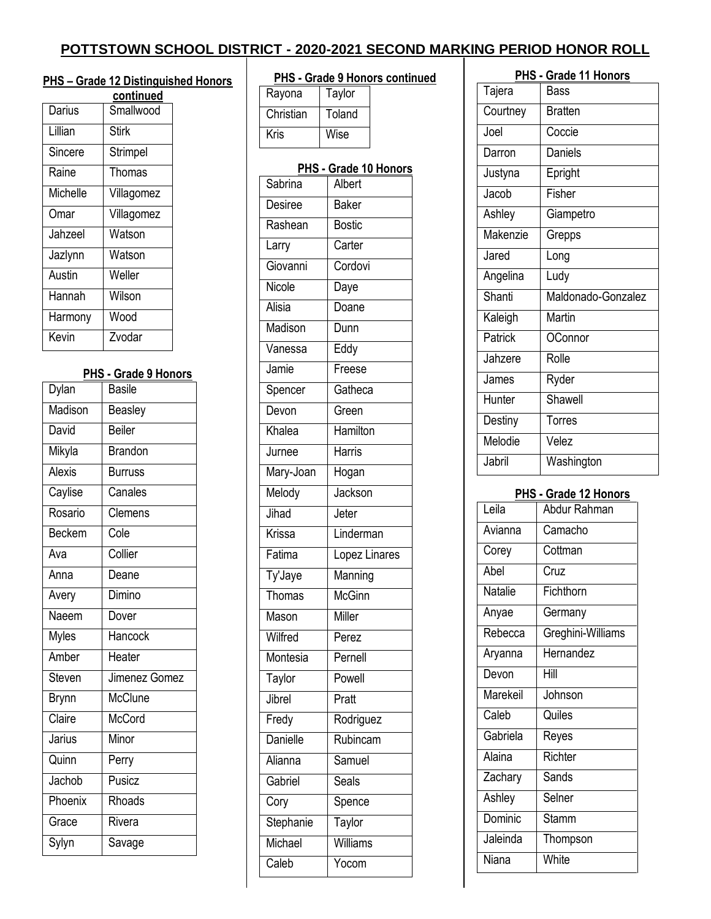# POTTSTOWN SCHOOL DISTRICT - 2020-2021 SECOND MARKING PERIOD HONOR ROLL

## PHS – Grade 12 Distinguished Honors continued

| | |
|---|---|
| Darius | Smallwood |
| Lillian | Stirk |
| Sincere | Strimpel |
| Raine | Thomas |
| Michelle | Villagomez |
| Omar | Villagomez |
| Jahzeel | Watson |
| Jazlynn | Watson |
| Austin | Weller |
| Hannah | Wilson |
| Harmony | Wood |
| Kevin | Zvodar |

## PHS - Grade 9 Honors

| | |
|---|---|
| Dylan | Basile |
| Madison | Beasley |
| David | Beiler |
| Mikyla | Brandon |
| Alexis | Burruss |
| Caylise | Canales |
| Rosario | Clemens |
| Beckem | Cole |
| Ava | Collier |
| Anna | Deane |
| Avery | Dimino |
| Naeem | Dover |
| Myles | Hancock |
| Amber | Heater |
| Steven | Jimenez Gomez |
| Brynn | McClune |
| Claire | McCord |
| Jarius | Minor |
| Quinn | Perry |
| Jachob | Pusicz |
| Phoenix | Rhoads |
| Grace | Rivera |
| Sylyn | Savage |

## PHS - Grade 9 Honors continued

| | |
|---|---|
| Rayona | Taylor |
| Christian | Toland |
| Kris | Wise |

## PHS - Grade 10 Honors

| | |
|---|---|
| Sabrina | Albert |
| Desiree | Baker |
| Rashean | Bostic |
| Larry | Carter |
| Giovanni | Cordovi |
| Nicole | Daye |
| Alisia | Doane |
| Madison | Dunn |
| Vanessa | Eddy |
| Jamie | Freese |
| Spencer | Gatheca |
| Devon | Green |
| Khalea | Hamilton |
| Jurnee | Harris |
| Mary-Joan | Hogan |
| Melody | Jackson |
| Jihad | Jeter |
| Krissa | Linderman |
| Fatima | Lopez Linares |
| Ty'Jaye | Manning |
| Thomas | McGinn |
| Mason | Miller |
| Wilfred | Perez |
| Montesia | Pernell |
| Taylor | Powell |
| Jibrel | Pratt |
| Fredy | Rodriguez |
| Danielle | Rubincam |
| Alianna | Samuel |
| Gabriel | Seals |
| Cory | Spence |
| Stephanie | Taylor |
| Michael | Williams |
| Caleb | Yocom |

## PHS - Grade 11 Honors

| | |
|---|---|
| Tajera | Bass |
| Courtney | Bratten |
| Joel | Coccie |
| Darron | Daniels |
| Justyna | Epright |
| Jacob | Fisher |
| Ashley | Giampetro |
| Makenzie | Grepps |
| Jared | Long |
| Angelina | Ludy |
| Shanti | Maldonado-Gonzalez |
| Kaleigh | Martin |
| Patrick | OConnor |
| Jahzere | Rolle |
| James | Ryder |
| Hunter | Shawell |
| Destiny | Torres |
| Melodie | Velez |
| Jabril | Washington |

## PHS - Grade 12 Honors

| | |
|---|---|
| Leila | Abdur Rahman |
| Avianna | Camacho |
| Corey | Cottman |
| Abel | Cruz |
| Natalie | Fichthorn |
| Anyae | Germany |
| Rebecca | Greghini-Williams |
| Aryanna | Hernandez |
| Devon | Hill |
| Marekeil | Johnson |
| Caleb | Quiles |
| Gabriela | Reyes |
| Alaina | Richter |
| Zachary | Sands |
| Ashley | Selner |
| Dominic | Stamm |
| Jaleinda | Thompson |
| Niana | White |